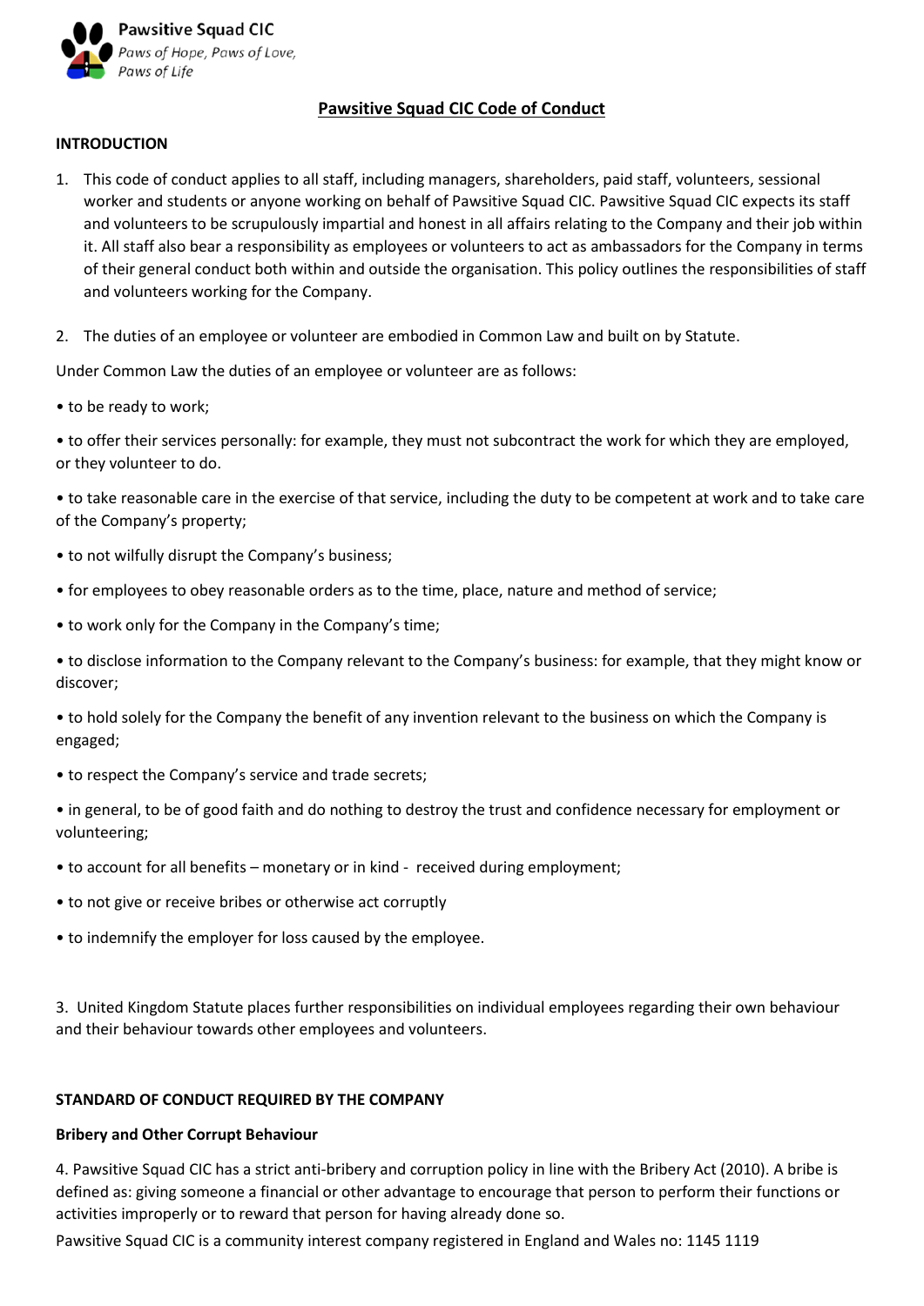**Pawsitive Squad CIC**
*Paws of Hope, Paws of Love, Paws of Life*

# Pawsitive Squad CIC Code of Conduct

## INTRODUCTION

1. This code of conduct applies to all staff, including managers, shareholders, paid staff, volunteers, sessional worker and students or anyone working on behalf of Pawsitive Squad CIC. Pawsitive Squad CIC expects its staff and volunteers to be scrupulously impartial and honest in all affairs relating to the Company and their job within it. All staff also bear a responsibility as employees or volunteers to act as ambassadors for the Company in terms of their general conduct both within and outside the organisation. This policy outlines the responsibilities of staff and volunteers working for the Company.

2. The duties of an employee or volunteer are embodied in Common Law and built on by Statute.

Under Common Law the duties of an employee or volunteer are as follows:

- to be ready to work;
- to offer their services personally: for example, they must not subcontract the work for which they are employed, or they volunteer to do.
- to take reasonable care in the exercise of that service, including the duty to be competent at work and to take care of the Company's property;
- to not wilfully disrupt the Company's business;
- for employees to obey reasonable orders as to the time, place, nature and method of service;
- to work only for the Company in the Company's time;
- to disclose information to the Company relevant to the Company's business: for example, that they might know or discover;
- to hold solely for the Company the benefit of any invention relevant to the business on which the Company is engaged;
- to respect the Company's service and trade secrets;
- in general, to be of good faith and do nothing to destroy the trust and confidence necessary for employment or volunteering;
- to account for all benefits – monetary or in kind - received during employment;
- to not give or receive bribes or otherwise act corruptly
- to indemnify the employer for loss caused by the employee.

3. United Kingdom Statute places further responsibilities on individual employees regarding their own behaviour and their behaviour towards other employees and volunteers.

## STANDARD OF CONDUCT REQUIRED BY THE COMPANY

### Bribery and Other Corrupt Behaviour

4. Pawsitive Squad CIC has a strict anti-bribery and corruption policy in line with the Bribery Act (2010). A bribe is defined as: giving someone a financial or other advantage to encourage that person to perform their functions or activities improperly or to reward that person for having already done so.

Pawsitive Squad CIC is a community interest company registered in England and Wales no: 1145 1119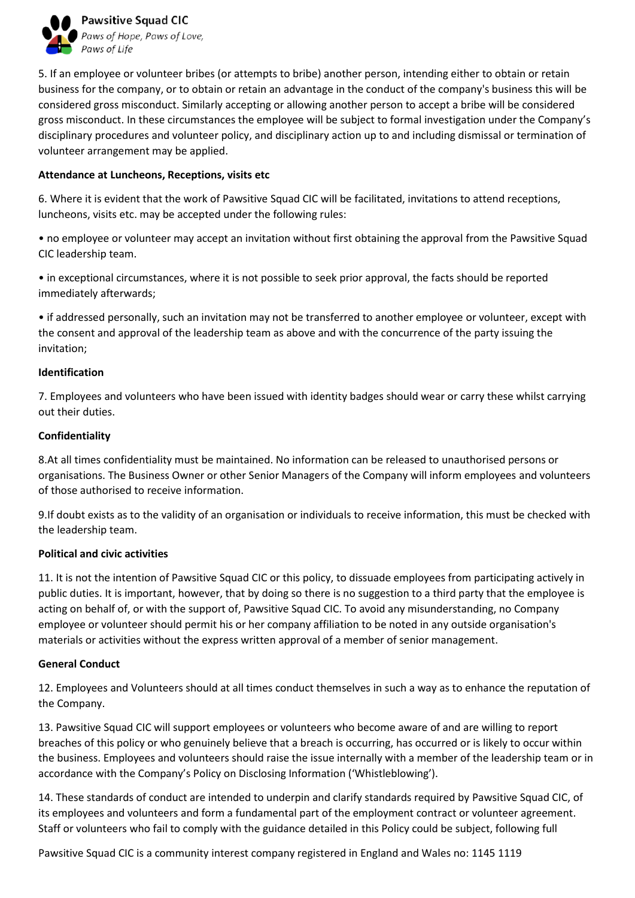5. If an employee or volunteer bribes (or attempts to bribe) another person, intending either to obtain or retain business for the company, or to obtain or retain an advantage in the conduct of the company's business this will be considered gross misconduct. Similarly accepting or allowing another person to accept a bribe will be considered gross misconduct. In these circumstances the employee will be subject to formal investigation under the Company's disciplinary procedures and volunteer policy, and disciplinary action up to and including dismissal or termination of volunteer arrangement may be applied.

**Attendance at Luncheons, Receptions, visits etc**

6. Where it is evident that the work of Pawsitive Squad CIC will be facilitated, invitations to attend receptions, luncheons, visits etc. may be accepted under the following rules:

- no employee or volunteer may accept an invitation without first obtaining the approval from the Pawsitive Squad CIC leadership team.
- in exceptional circumstances, where it is not possible to seek prior approval, the facts should be reported immediately afterwards;
- if addressed personally, such an invitation may not be transferred to another employee or volunteer, except with the consent and approval of the leadership team as above and with the concurrence of the party issuing the invitation;

**Identification**

7. Employees and volunteers who have been issued with identity badges should wear or carry these whilst carrying out their duties.

**Confidentiality**

8.At all times confidentiality must be maintained. No information can be released to unauthorised persons or organisations. The Business Owner or other Senior Managers of the Company will inform employees and volunteers of those authorised to receive information.

9.If doubt exists as to the validity of an organisation or individuals to receive information, this must be checked with the leadership team.

**Political and civic activities**

11. It is not the intention of Pawsitive Squad CIC or this policy, to dissuade employees from participating actively in public duties. It is important, however, that by doing so there is no suggestion to a third party that the employee is acting on behalf of, or with the support of, Pawsitive Squad CIC. To avoid any misunderstanding, no Company employee or volunteer should permit his or her company affiliation to be noted in any outside organisation's materials or activities without the express written approval of a member of senior management.

**General Conduct**

12. Employees and Volunteers should at all times conduct themselves in such a way as to enhance the reputation of the Company.

13. Pawsitive Squad CIC will support employees or volunteers who become aware of and are willing to report breaches of this policy or who genuinely believe that a breach is occurring, has occurred or is likely to occur within the business. Employees and volunteers should raise the issue internally with a member of the leadership team or in accordance with the Company's Policy on Disclosing Information ('Whistleblowing').

14. These standards of conduct are intended to underpin and clarify standards required by Pawsitive Squad CIC, of its employees and volunteers and form a fundamental part of the employment contract or volunteer agreement. Staff or volunteers who fail to comply with the guidance detailed in this Policy could be subject, following full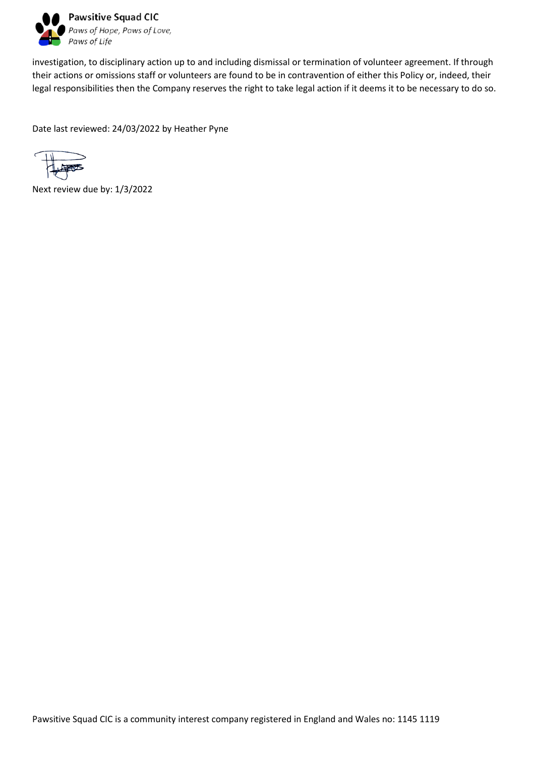investigation, to disciplinary action up to and including dismissal or termination of volunteer agreement. If through their actions or omissions staff or volunteers are found to be in contravention of either this Policy or, indeed, their legal responsibilities then the Company reserves the right to take legal action if it deems it to be necessary to do so.

Date last reviewed: 24/03/2022 by Heather Pyne

Next review due by: 1/3/2022

Pawsitive Squad CIC is a community interest company registered in England and Wales no: 1145 1119